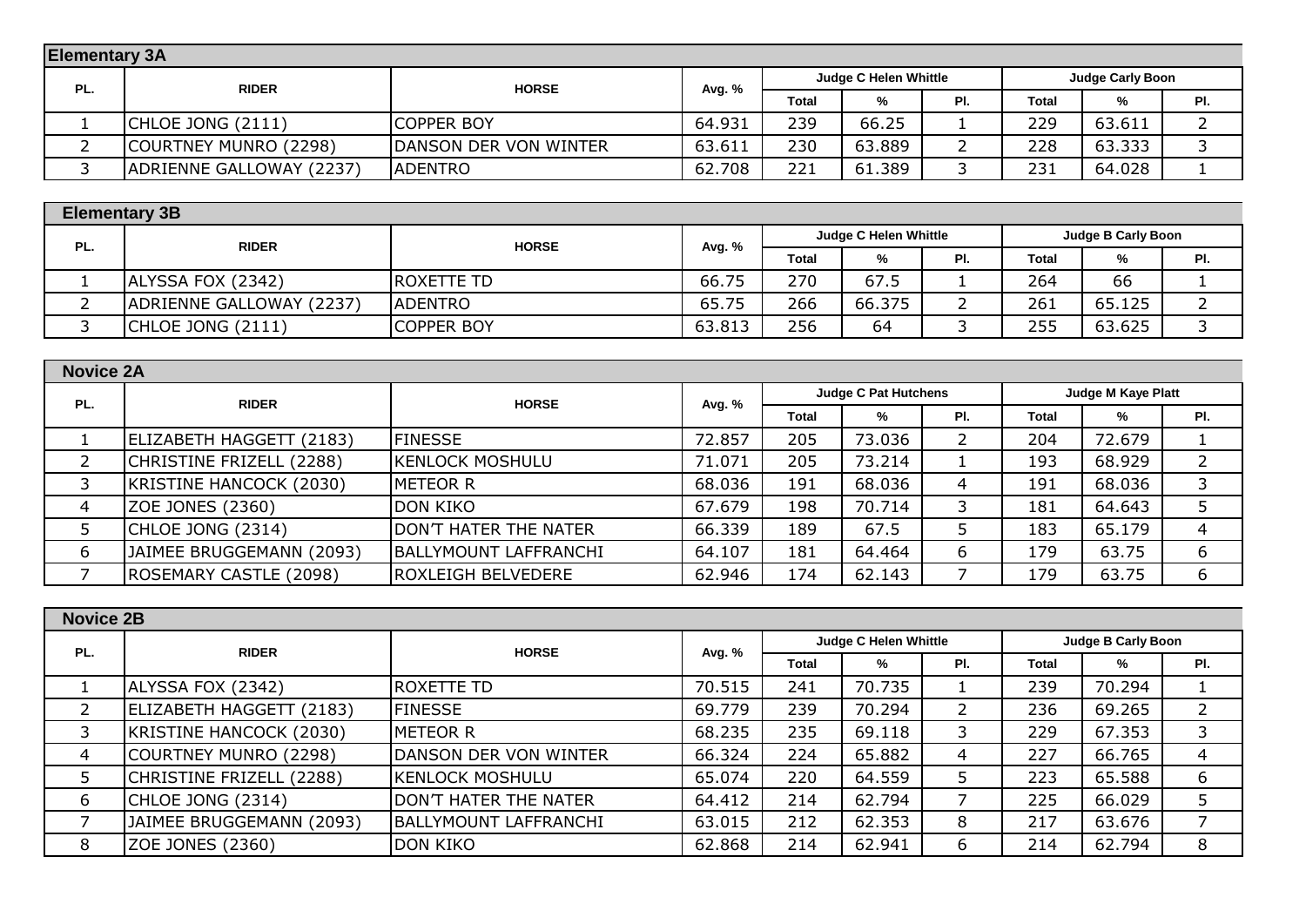## Elementary 3A

| PL. | RIDER | HORSE | Avg. % | Judge C Helen Whittle | | | Judge Carly Boon | | |
|---|---|---|---|---|---|---|---|---|---|
| | | | | Total | % | Pl. | Total | % | Pl. |
| 1 | CHLOE JONG (2111) | COPPER BOY | 64.931 | 239 | 66.25 | 1 | 229 | 63.611 | 2 |
| 2 | COURTNEY MUNRO (2298) | DANSON DER VON WINTER | 63.611 | 230 | 63.889 | 2 | 228 | 63.333 | 3 |
| 3 | ADRIENNE GALLOWAY (2237) | ADENTRO | 62.708 | 221 | 61.389 | 3 | 231 | 64.028 | 1 |

## Elementary 3B

| PL. | RIDER | HORSE | Avg. % | Judge C Helen Whittle | | | Judge B Carly Boon | | |
|---|---|---|---|---|---|---|---|---|---|
| | | | | Total | % | Pl. | Total | % | Pl. |
| 1 | ALYSSA FOX (2342) | ROXETTE TD | 66.75 | 270 | 67.5 | 1 | 264 | 66 | 1 |
| 2 | ADRIENNE GALLOWAY (2237) | ADENTRO | 65.75 | 266 | 66.375 | 2 | 261 | 65.125 | 2 |
| 3 | CHLOE JONG (2111) | COPPER BOY | 63.813 | 256 | 64 | 3 | 255 | 63.625 | 3 |

## Novice 2A

| PL. | RIDER | HORSE | Avg. % | Judge C Pat Hutchens | | | Judge M Kaye Platt | | |
|---|---|---|---|---|---|---|---|---|---|
| | | | | Total | % | Pl. | Total | % | Pl. |
| 1 | ELIZABETH HAGGETT (2183) | FINESSE | 72.857 | 205 | 73.036 | 2 | 204 | 72.679 | 1 |
| 2 | CHRISTINE FRIZELL (2288) | KENLOCK MOSHULU | 71.071 | 205 | 73.214 | 1 | 193 | 68.929 | 2 |
| 3 | KRISTINE HANCOCK (2030) | METEOR R | 68.036 | 191 | 68.036 | 4 | 191 | 68.036 | 3 |
| 4 | ZOE JONES (2360) | DON KIKO | 67.679 | 198 | 70.714 | 3 | 181 | 64.643 | 5 |
| 5 | CHLOE JONG (2314) | DON'T HATER THE NATER | 66.339 | 189 | 67.5 | 5 | 183 | 65.179 | 4 |
| 6 | JAIMEE BRUGGEMANN (2093) | BALLYMOUNT LAFFRANCHI | 64.107 | 181 | 64.464 | 6 | 179 | 63.75 | 6 |
| 7 | ROSEMARY CASTLE (2098) | ROXLEIGH BELVEDERE | 62.946 | 174 | 62.143 | 7 | 179 | 63.75 | 6 |

## Novice 2B

| PL. | RIDER | HORSE | Avg. % | Judge C Helen Whittle | | | Judge B Carly Boon | | |
|---|---|---|---|---|---|---|---|---|---|
| | | | | Total | % | Pl. | Total | % | Pl. |
| 1 | ALYSSA FOX (2342) | ROXETTE TD | 70.515 | 241 | 70.735 | 1 | 239 | 70.294 | 1 |
| 2 | ELIZABETH HAGGETT (2183) | FINESSE | 69.779 | 239 | 70.294 | 2 | 236 | 69.265 | 2 |
| 3 | KRISTINE HANCOCK (2030) | METEOR R | 68.235 | 235 | 69.118 | 3 | 229 | 67.353 | 3 |
| 4 | COURTNEY MUNRO (2298) | DANSON DER VON WINTER | 66.324 | 224 | 65.882 | 4 | 227 | 66.765 | 4 |
| 5 | CHRISTINE FRIZELL (2288) | KENLOCK MOSHULU | 65.074 | 220 | 64.559 | 5 | 223 | 65.588 | 6 |
| 6 | CHLOE JONG (2314) | DON'T HATER THE NATER | 64.412 | 214 | 62.794 | 7 | 225 | 66.029 | 5 |
| 7 | JAIMEE BRUGGEMANN (2093) | BALLYMOUNT LAFFRANCHI | 63.015 | 212 | 62.353 | 8 | 217 | 63.676 | 7 |
| 8 | ZOE JONES (2360) | DON KIKO | 62.868 | 214 | 62.941 | 6 | 214 | 62.794 | 8 |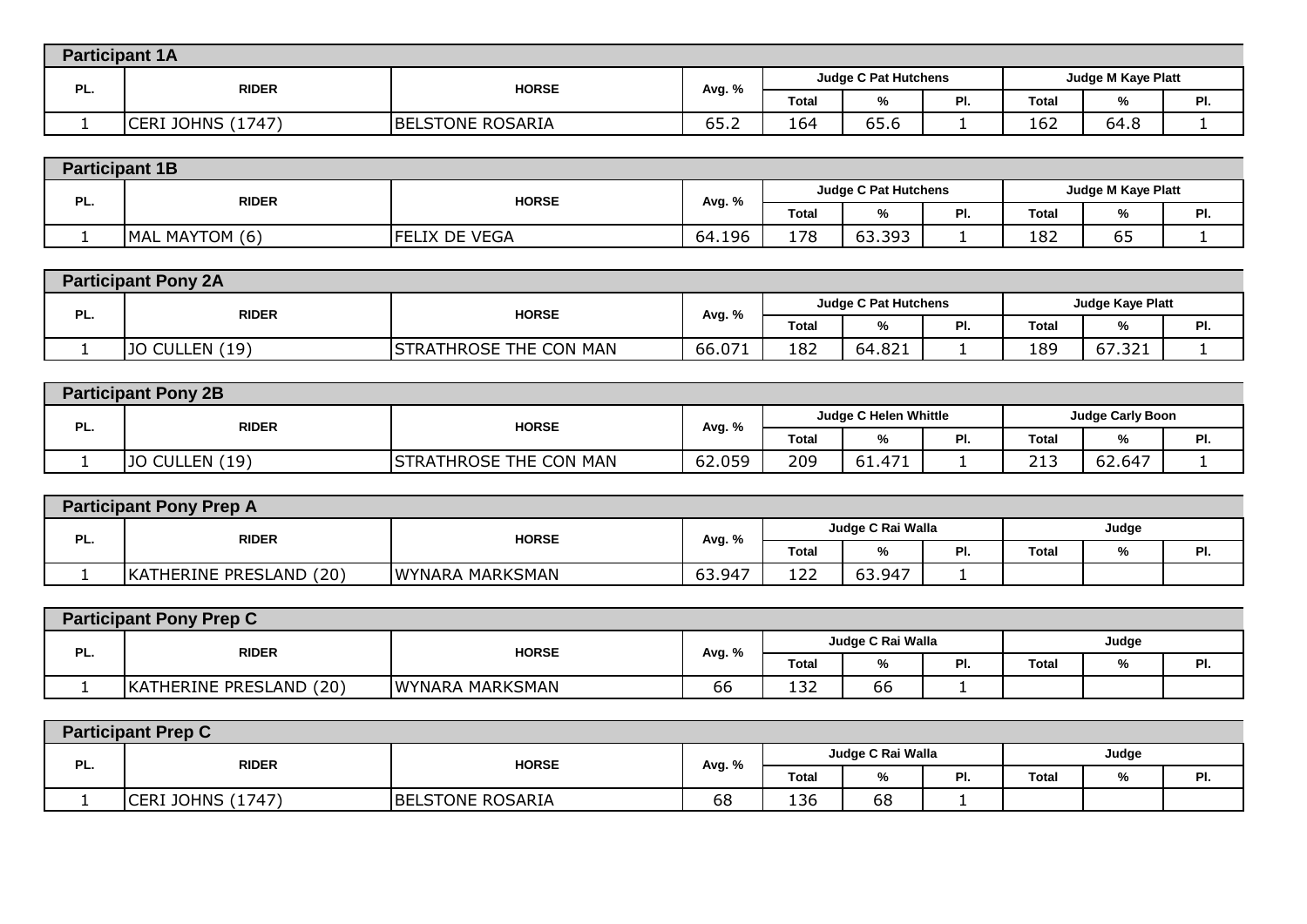## Participant 1A

| PL. | RIDER | HORSE | Avg. % | Judge C Pat Hutchens | | | Judge M Kaye Platt | | |
|---|---|---|---|---|---|---|---|---|---|
| | | | | Total | % | Pl. | Total | % | Pl. |
| 1 | CERI JOHNS (1747) | BELSTONE ROSARIA | 65.2 | 164 | 65.6 | 1 | 162 | 64.8 | 1 |

## Participant 1B

| PL. | RIDER | HORSE | Avg. % | Judge C Pat Hutchens | | | Judge M Kaye Platt | | |
|---|---|---|---|---|---|---|---|---|---|
| | | | | Total | % | Pl. | Total | % | Pl. |
| 1 | MAL MAYTOM (6) | FELIX DE VEGA | 64.196 | 178 | 63.393 | 1 | 182 | 65 | 1 |

## Participant Pony 2A

| PL. | RIDER | HORSE | Avg. % | Judge C Pat Hutchens | | | Judge Kaye Platt | | |
|---|---|---|---|---|---|---|---|---|---|
| | | | | Total | % | Pl. | Total | % | Pl. |
| 1 | JO CULLEN (19) | STRATHROSE THE CON MAN | 66.071 | 182 | 64.821 | 1 | 189 | 67.321 | 1 |

## Participant Pony 2B

| PL. | RIDER | HORSE | Avg. % | Judge C Helen Whittle | | | Judge Carly Boon | | |
|---|---|---|---|---|---|---|---|---|---|
| | | | | Total | % | Pl. | Total | % | Pl. |
| 1 | JO CULLEN (19) | STRATHROSE THE CON MAN | 62.059 | 209 | 61.471 | 1 | 213 | 62.647 | 1 |

## Participant Pony Prep A

| PL. | RIDER | HORSE | Avg. % | Judge C Rai Walla | | | Judge | | |
|---|---|---|---|---|---|---|---|---|---|
| | | | | Total | % | Pl. | Total | % | Pl. |
| 1 | KATHERINE PRESLAND (20) | WYNARA MARKSMAN | 63.947 | 122 | 63.947 | 1 | | | |

## Participant Pony Prep C

| PL. | RIDER | HORSE | Avg. % | Judge C Rai Walla | | | Judge | | |
|---|---|---|---|---|---|---|---|---|---|
| | | | | Total | % | Pl. | Total | % | Pl. |
| 1 | KATHERINE PRESLAND (20) | WYNARA MARKSMAN | 66 | 132 | 66 | 1 | | | |

## Participant Prep C

| PL. | RIDER | HORSE | Avg. % | Judge C Rai Walla | | | Judge | | |
|---|---|---|---|---|---|---|---|---|---|
| | | | | Total | % | Pl. | Total | % | Pl. |
| 1 | CERI JOHNS (1747) | BELSTONE ROSARIA | 68 | 136 | 68 | 1 | | | |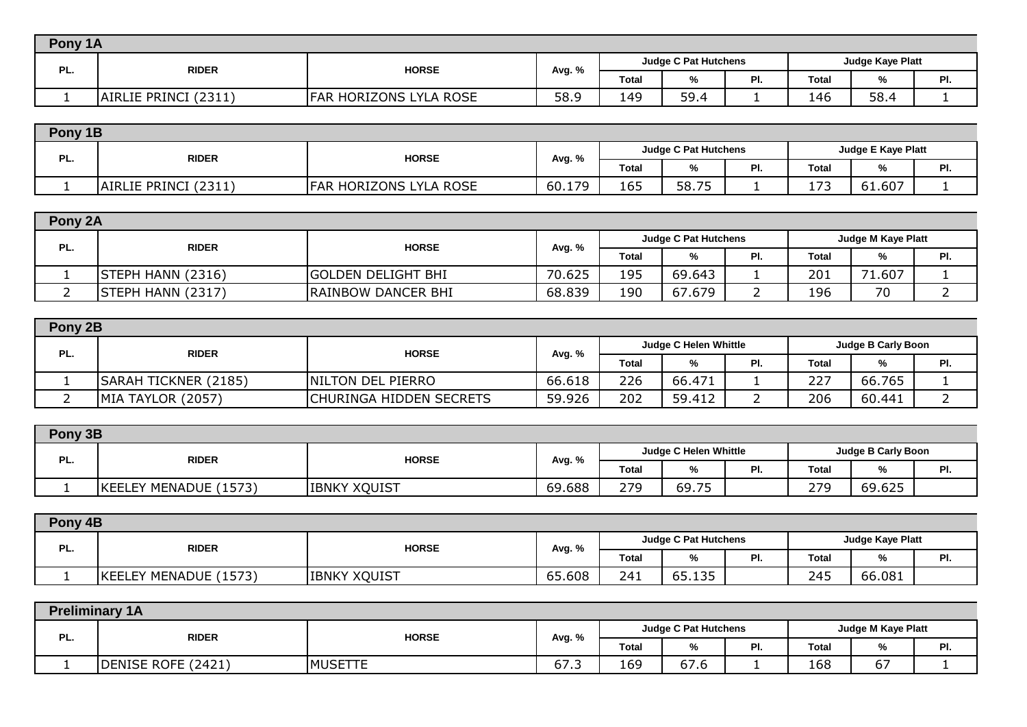## Pony 1A

| PL. | RIDER | HORSE | Avg. % | Judge C Pat Hutchens | | | Judge Kaye Platt | | |
|---|---|---|---|---|---|---|---|---|---|
| | | | | Total | % | Pl. | Total | % | Pl. |
| 1 | AIRLIE PRINCI (2311) | FAR HORIZONS LYLA ROSE | 58.9 | 149 | 59.4 | 1 | 146 | 58.4 | 1 |

## Pony 1B

| PL. | RIDER | HORSE | Avg. % | Judge C Pat Hutchens | | | Judge E Kaye Platt | | |
|---|---|---|---|---|---|---|---|---|---|
| | | | | Total | % | Pl. | Total | % | Pl. |
| 1 | AIRLIE PRINCI (2311) | FAR HORIZONS LYLA ROSE | 60.179 | 165 | 58.75 | 1 | 173 | 61.607 | 1 |

## Pony 2A

| PL. | RIDER | HORSE | Avg. % | Judge C Pat Hutchens | | | Judge M Kaye Platt | | |
|---|---|---|---|---|---|---|---|---|---|
| | | | | Total | % | Pl. | Total | % | Pl. |
| 1 | STEPH HANN (2316) | GOLDEN DELIGHT BHI | 70.625 | 195 | 69.643 | 1 | 201 | 71.607 | 1 |
| 2 | STEPH HANN (2317) | RAINBOW DANCER BHI | 68.839 | 190 | 67.679 | 2 | 196 | 70 | 2 |

## Pony 2B

| PL. | RIDER | HORSE | Avg. % | Judge C Helen Whittle | | | Judge B Carly Boon | | |
|---|---|---|---|---|---|---|---|---|---|
| | | | | Total | % | Pl. | Total | % | Pl. |
| 1 | SARAH TICKNER (2185) | NILTON DEL PIERRO | 66.618 | 226 | 66.471 | 1 | 227 | 66.765 | 1 |
| 2 | MIA TAYLOR (2057) | CHURINGA HIDDEN SECRETS | 59.926 | 202 | 59.412 | 2 | 206 | 60.441 | 2 |

## Pony 3B

| PL. | RIDER | HORSE | Avg. % | Judge C Helen Whittle | | | Judge B Carly Boon | | |
|---|---|---|---|---|---|---|---|---|---|
| | | | | Total | % | Pl. | Total | % | Pl. |
| 1 | KEELEY MENADUE (1573) | IBNKY XQUIST | 69.688 | 279 | 69.75 | | 279 | 69.625 | |

## Pony 4B

| PL. | RIDER | HORSE | Avg. % | Judge C Pat Hutchens | | | Judge Kaye Platt | | |
|---|---|---|---|---|---|---|---|---|---|
| | | | | Total | % | Pl. | Total | % | Pl. |
| 1 | KEELEY MENADUE (1573) | IBNKY XQUIST | 65.608 | 241 | 65.135 | | 245 | 66.081 | |

## Preliminary 1A

| PL. | RIDER | HORSE | Avg. % | Judge C Pat Hutchens | | | Judge M Kaye Platt | | |
|---|---|---|---|---|---|---|---|---|---|
| | | | | Total | % | Pl. | Total | % | Pl. |
| 1 | DENISE ROFE (2421) | MUSETTE | 67.3 | 169 | 67.6 | 1 | 168 | 67 | 1 |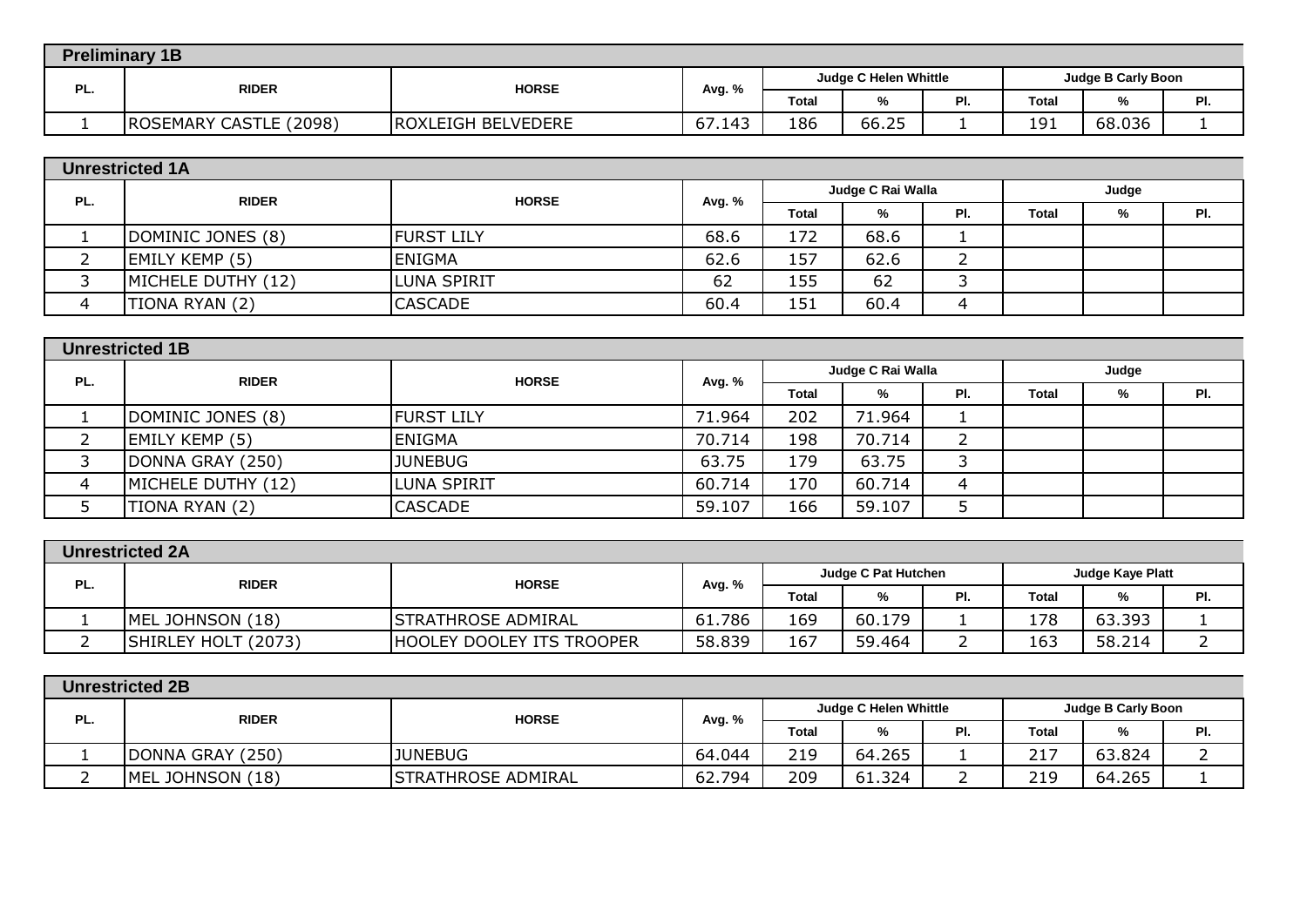## Preliminary 1B

| PL. | RIDER | HORSE | Avg. % | Judge C Helen Whittle | | | Judge B Carly Boon | | |
|---|---|---|---|---|---|---|---|---|---|
| | | | | Total | % | Pl. | Total | % | Pl. |
| 1 | ROSEMARY CASTLE (2098) | ROXLEIGH BELVEDERE | 67.143 | 186 | 66.25 | 1 | 191 | 68.036 | 1 |

## Unrestricted 1A

| PL. | RIDER | HORSE | Avg. % | Judge C Rai Walla | | | Judge | | |
|---|---|---|---|---|---|---|---|---|---|
| | | | | Total | % | Pl. | Total | % | Pl. |
| 1 | DOMINIC JONES (8) | FURST LILY | 68.6 | 172 | 68.6 | 1 | | | |
| 2 | EMILY KEMP (5) | ENIGMA | 62.6 | 157 | 62.6 | 2 | | | |
| 3 | MICHELE DUTHY (12) | LUNA SPIRIT | 62 | 155 | 62 | 3 | | | |
| 4 | TIONA RYAN (2) | CASCADE | 60.4 | 151 | 60.4 | 4 | | | |

## Unrestricted 1B

| PL. | RIDER | HORSE | Avg. % | Judge C Rai Walla | | | Judge | | |
|---|---|---|---|---|---|---|---|---|---|
| | | | | Total | % | Pl. | Total | % | Pl. |
| 1 | DOMINIC JONES (8) | FURST LILY | 71.964 | 202 | 71.964 | 1 | | | |
| 2 | EMILY KEMP (5) | ENIGMA | 70.714 | 198 | 70.714 | 2 | | | |
| 3 | DONNA GRAY (250) | JUNEBUG | 63.75 | 179 | 63.75 | 3 | | | |
| 4 | MICHELE DUTHY (12) | LUNA SPIRIT | 60.714 | 170 | 60.714 | 4 | | | |
| 5 | TIONA RYAN (2) | CASCADE | 59.107 | 166 | 59.107 | 5 | | | |

## Unrestricted 2A

| PL. | RIDER | HORSE | Avg. % | Judge C Pat Hutchen | | | Judge Kaye Platt | | |
|---|---|---|---|---|---|---|---|---|---|
| | | | | Total | % | Pl. | Total | % | Pl. |
| 1 | MEL JOHNSON (18) | STRATHROSE ADMIRAL | 61.786 | 169 | 60.179 | 1 | 178 | 63.393 | 1 |
| 2 | SHIRLEY HOLT (2073) | HOOLEY DOOLEY ITS TROOPER | 58.839 | 167 | 59.464 | 2 | 163 | 58.214 | 2 |

## Unrestricted 2B

| PL. | RIDER | HORSE | Avg. % | Judge C Helen Whittle | | | Judge B Carly Boon | | |
|---|---|---|---|---|---|---|---|---|---|
| | | | | Total | % | Pl. | Total | % | Pl. |
| 1 | DONNA GRAY (250) | JUNEBUG | 64.044 | 219 | 64.265 | 1 | 217 | 63.824 | 2 |
| 2 | MEL JOHNSON (18) | STRATHROSE ADMIRAL | 62.794 | 209 | 61.324 | 2 | 219 | 64.265 | 1 |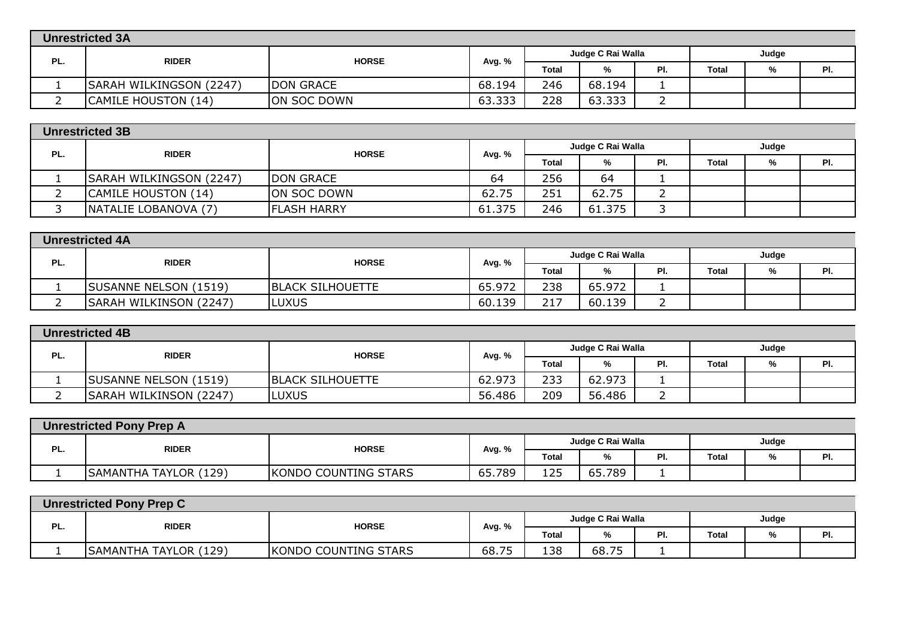## Unrestricted 3A

| PL. | RIDER | HORSE | Avg. % | Judge C Rai Walla | | | Judge | | |
|---|---|---|---|---|---|---|---|---|---|
| | | | | Total | % | Pl. | Total | % | Pl. |
| 1 | SARAH WILKINGSON (2247) | DON GRACE | 68.194 | 246 | 68.194 | 1 | | | |
| 2 | CAMILE HOUSTON (14) | ON SOC DOWN | 63.333 | 228 | 63.333 | 2 | | | |

## Unrestricted 3B

| PL. | RIDER | HORSE | Avg. % | Judge C Rai Walla | | | Judge | | |
|---|---|---|---|---|---|---|---|---|---|
| | | | | Total | % | Pl. | Total | % | Pl. |
| 1 | SARAH WILKINGSON (2247) | DON GRACE | 64 | 256 | 64 | 1 | | | |
| 2 | CAMILE HOUSTON (14) | ON SOC DOWN | 62.75 | 251 | 62.75 | 2 | | | |
| 3 | NATALIE LOBANOVA (7) | FLASH HARRY | 61.375 | 246 | 61.375 | 3 | | | |

## Unrestricted 4A

| PL. | RIDER | HORSE | Avg. % | Judge C Rai Walla | | | Judge | | |
|---|---|---|---|---|---|---|---|---|---|
| | | | | Total | % | Pl. | Total | % | Pl. |
| 1 | SUSANNE NELSON (1519) | BLACK SILHOUETTE | 65.972 | 238 | 65.972 | 1 | | | |
| 2 | SARAH WILKINSON (2247) | LUXUS | 60.139 | 217 | 60.139 | 2 | | | |

## Unrestricted 4B

| PL. | RIDER | HORSE | Avg. % | Judge C Rai Walla | | | Judge | | |
|---|---|---|---|---|---|---|---|---|---|
| | | | | Total | % | Pl. | Total | % | Pl. |
| 1 | SUSANNE NELSON (1519) | BLACK SILHOUETTE | 62.973 | 233 | 62.973 | 1 | | | |
| 2 | SARAH WILKINSON (2247) | LUXUS | 56.486 | 209 | 56.486 | 2 | | | |

## Unrestricted Pony Prep A

| PL. | RIDER | HORSE | Avg. % | Judge C Rai Walla | | | Judge | | |
|---|---|---|---|---|---|---|---|---|---|
| | | | | Total | % | Pl. | Total | % | Pl. |
| 1 | SAMANTHA TAYLOR (129) | KONDO COUNTING STARS | 65.789 | 125 | 65.789 | 1 | | | |

## Unrestricted Pony Prep C

| PL. | RIDER | HORSE | Avg. % | Judge C Rai Walla | | | Judge | | |
|---|---|---|---|---|---|---|---|---|---|
| | | | | Total | % | Pl. | Total | % | Pl. |
| 1 | SAMANTHA TAYLOR (129) | KONDO COUNTING STARS | 68.75 | 138 | 68.75 | 1 | | | |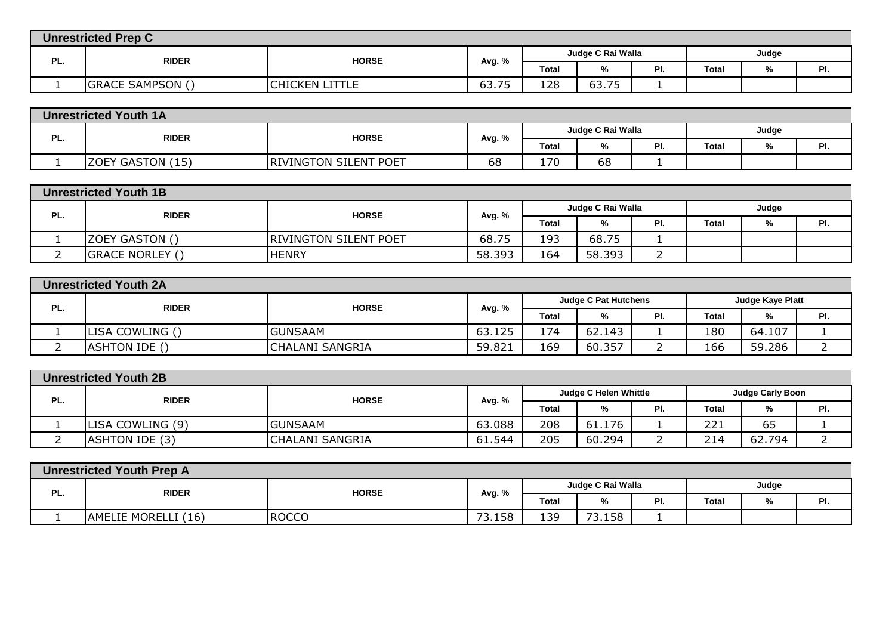## Unrestricted Prep C

| PL. | RIDER | HORSE | Avg. % | Judge C Rai Walla | | | Judge | | |
|---|---|---|---|---|---|---|---|---|---|
| | | | | Total | % | Pl. | Total | % | Pl. |
| 1 | GRACE SAMPSON () | CHICKEN LITTLE | 63.75 | 128 | 63.75 | 1 | | | |

## Unrestricted Youth 1A

| PL. | RIDER | HORSE | Avg. % | Judge C Rai Walla | | | Judge | | |
|---|---|---|---|---|---|---|---|---|---|
| | | | | Total | % | Pl. | Total | % | Pl. |
| 1 | ZOEY GASTON (15) | RIVINGTON SILENT POET | 68 | 170 | 68 | 1 | | | |

## Unrestricted Youth 1B

| PL. | RIDER | HORSE | Avg. % | Judge C Rai Walla | | | Judge | | |
|---|---|---|---|---|---|---|---|---|---|
| | | | | Total | % | Pl. | Total | % | Pl. |
| 1 | ZOEY GASTON () | RIVINGTON SILENT POET | 68.75 | 193 | 68.75 | 1 | | | |
| 2 | GRACE NORLEY () | HENRY | 58.393 | 164 | 58.393 | 2 | | | |

## Unrestricted Youth 2A

| PL. | RIDER | HORSE | Avg. % | Judge C Pat Hutchens | | | Judge Kaye Platt | | |
|---|---|---|---|---|---|---|---|---|---|
| | | | | Total | % | Pl. | Total | % | Pl. |
| 1 | LISA COWLING () | GUNSAAM | 63.125 | 174 | 62.143 | 1 | 180 | 64.107 | 1 |
| 2 | ASHTON IDE () | CHALANI SANGRIA | 59.821 | 169 | 60.357 | 2 | 166 | 59.286 | 2 |

## Unrestricted Youth 2B

| PL. | RIDER | HORSE | Avg. % | Judge C Helen Whittle | | | Judge Carly Boon | | |
|---|---|---|---|---|---|---|---|---|---|
| | | | | Total | % | Pl. | Total | % | Pl. |
| 1 | LISA COWLING (9) | GUNSAAM | 63.088 | 208 | 61.176 | 1 | 221 | 65 | 1 |
| 2 | ASHTON IDE (3) | CHALANI SANGRIA | 61.544 | 205 | 60.294 | 2 | 214 | 62.794 | 2 |

## Unrestricted Youth Prep A

| PL. | RIDER | HORSE | Avg. % | Judge C Rai Walla | | | Judge | | |
|---|---|---|---|---|---|---|---|---|---|
| | | | | Total | % | Pl. | Total | % | Pl. |
| 1 | AMELIE MORELLI (16) | ROCCO | 73.158 | 139 | 73.158 | 1 | | | |